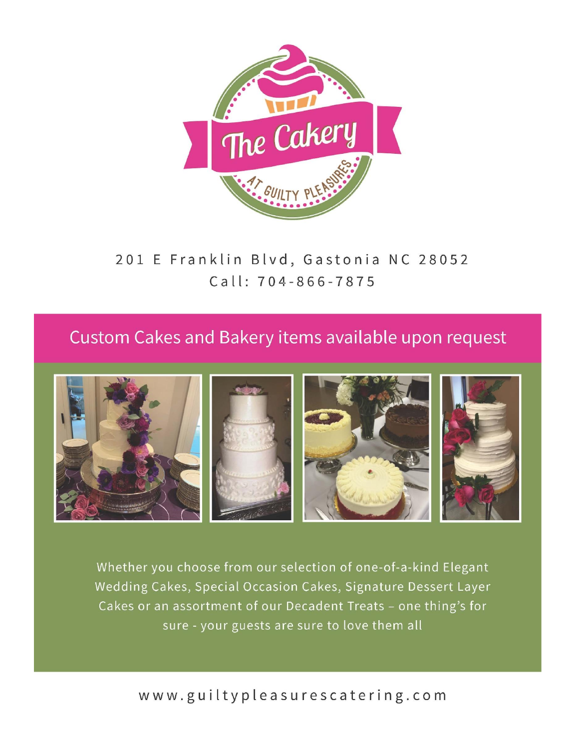# The Cakery

AT GUILTY PLEASURES

201 E Franklin Blvd, Gastonia NC 28052

Call: 704-866-7875

## Custom Cakes and Bakery items available upon request

Whether you choose from our selection of one-of-a-kind Elegant Wedding Cakes, Special Occasion Cakes, Signature Dessert Layer Cakes or an assortment of our Decadent Treats – one thing's for sure - your guests are sure to love them all

www.guiltypleasurescatering.com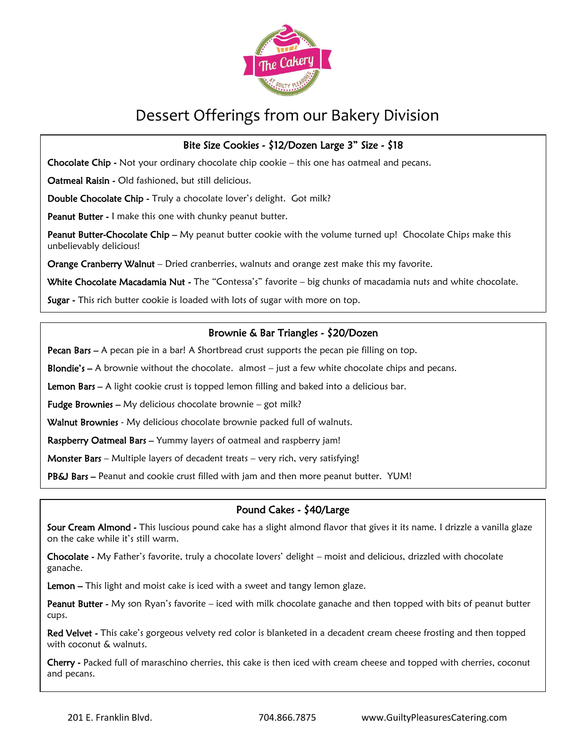# Dessert Offerings from our Bakery Division

## Bite Size Cookies - $12/Dozen Large 3" Size - $18

**Chocolate Chip -** Not your ordinary chocolate chip cookie – this one has oatmeal and pecans.

**Oatmeal Raisin -** Old fashioned, but still delicious.

**Double Chocolate Chip -** Truly a chocolate lover's delight. Got milk?

**Peanut Butter -** I make this one with chunky peanut butter.

**Peanut Butter-Chocolate Chip –** My peanut butter cookie with the volume turned up! Chocolate Chips make this unbelievably delicious!

**Orange Cranberry Walnut** – Dried cranberries, walnuts and orange zest make this my favorite.

**White Chocolate Macadamia Nut -** The "Contessa's" favorite – big chunks of macadamia nuts and white chocolate.

**Sugar -** This rich butter cookie is loaded with lots of sugar with more on top.

## Brownie & Bar Triangles - $20/Dozen

**Pecan Bars –** A pecan pie in a bar! A Shortbread crust supports the pecan pie filling on top.

**Blondie's –** A brownie without the chocolate. almost – just a few white chocolate chips and pecans.

**Lemon Bars –** A light cookie crust is topped lemon filling and baked into a delicious bar.

**Fudge Brownies –** My delicious chocolate brownie – got milk?

**Walnut Brownies** - My delicious chocolate brownie packed full of walnuts.

**Raspberry Oatmeal Bars –** Yummy layers of oatmeal and raspberry jam!

**Monster Bars** – Multiple layers of decadent treats – very rich, very satisfying!

**PB&J Bars –** Peanut and cookie crust filled with jam and then more peanut butter. YUM!

## Pound Cakes - $40/Large

**Sour Cream Almond -** This luscious pound cake has a slight almond flavor that gives it its name. I drizzle a vanilla glaze on the cake while it's still warm.

**Chocolate -** My Father's favorite, truly a chocolate lovers' delight – moist and delicious, drizzled with chocolate ganache.

**Lemon –** This light and moist cake is iced with a sweet and tangy lemon glaze.

**Peanut Butter -** My son Ryan's favorite – iced with milk chocolate ganache and then topped with bits of peanut butter cups.

**Red Velvet -** This cake's gorgeous velvety red color is blanketed in a decadent cream cheese frosting and then topped with coconut & walnuts.

**Cherry -** Packed full of maraschino cherries, this cake is then iced with cream cheese and topped with cherries, coconut and pecans.

201 E. Franklin Blvd. 704.866.7875 www.GuiltyPleasuresCatering.com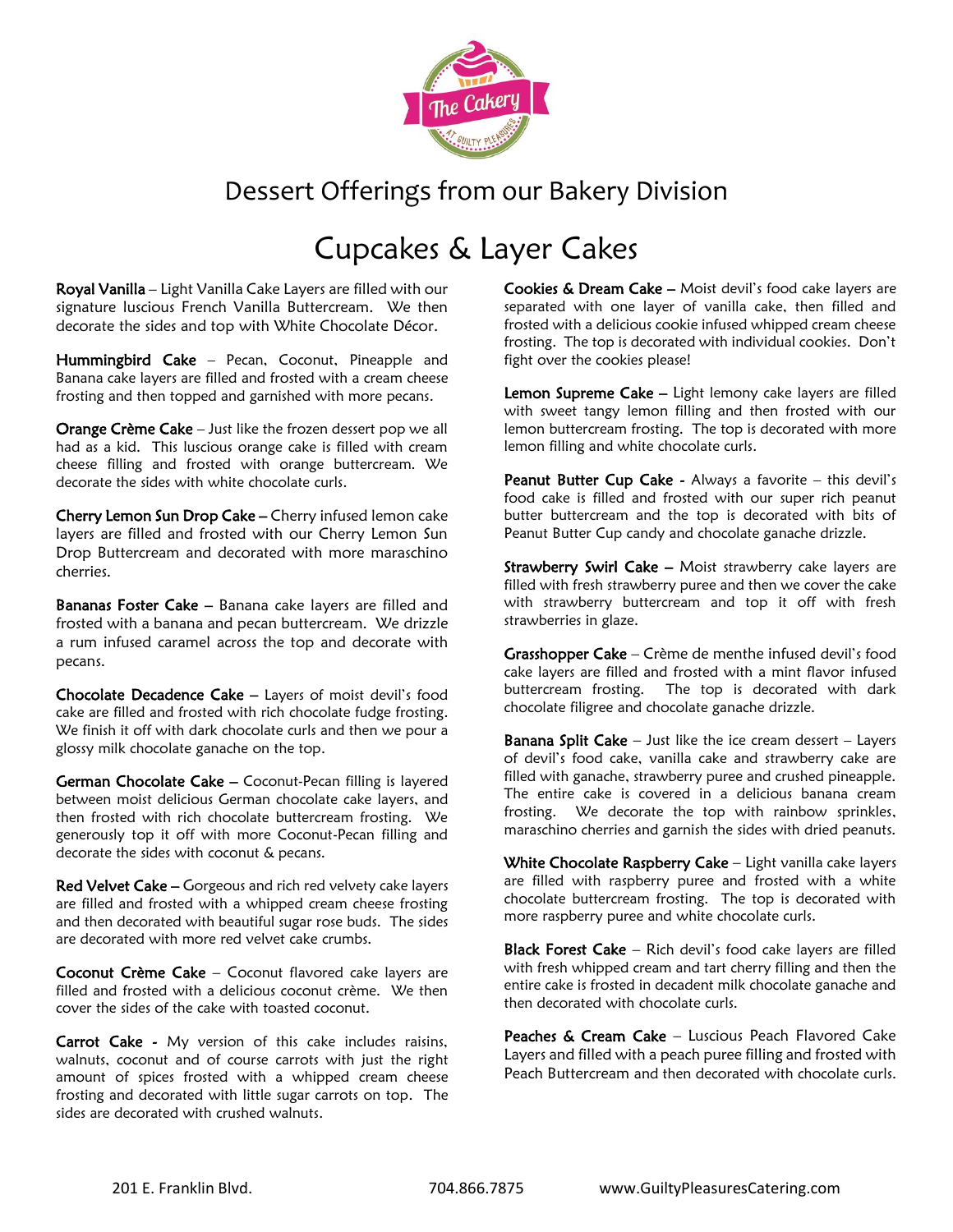# Dessert Offerings from our Bakery Division

## Cupcakes & Layer Cakes

**Royal Vanilla** – Light Vanilla Cake Layers are filled with our signature luscious French Vanilla Buttercream. We then decorate the sides and top with White Chocolate Décor.

**Hummingbird Cake** – Pecan, Coconut, Pineapple and Banana cake layers are filled and frosted with a cream cheese frosting and then topped and garnished with more pecans.

**Orange Crème Cake** – Just like the frozen dessert pop we all had as a kid. This luscious orange cake is filled with cream cheese filling and frosted with orange buttercream. We decorate the sides with white chocolate curls.

**Cherry Lemon Sun Drop Cake** – Cherry infused lemon cake layers are filled and frosted with our Cherry Lemon Sun Drop Buttercream and decorated with more maraschino cherries.

**Bananas Foster Cake** – Banana cake layers are filled and frosted with a banana and pecan buttercream. We drizzle a rum infused caramel across the top and decorate with pecans.

**Chocolate Decadence Cake** – Layers of moist devil's food cake are filled and frosted with rich chocolate fudge frosting. We finish it off with dark chocolate curls and then we pour a glossy milk chocolate ganache on the top.

**German Chocolate Cake** – Coconut-Pecan filling is layered between moist delicious German chocolate cake layers, and then frosted with rich chocolate buttercream frosting. We generously top it off with more Coconut-Pecan filling and decorate the sides with coconut & pecans.

**Red Velvet Cake** – Gorgeous and rich red velvety cake layers are filled and frosted with a whipped cream cheese frosting and then decorated with beautiful sugar rose buds. The sides are decorated with more red velvet cake crumbs.

**Coconut Crème Cake** – Coconut flavored cake layers are filled and frosted with a delicious coconut crème. We then cover the sides of the cake with toasted coconut.

**Carrot Cake** - My version of this cake includes raisins, walnuts, coconut and of course carrots with just the right amount of spices frosted with a whipped cream cheese frosting and decorated with little sugar carrots on top. The sides are decorated with crushed walnuts.

**Cookies & Dream Cake** – Moist devil's food cake layers are separated with one layer of vanilla cake, then filled and frosted with a delicious cookie infused whipped cream cheese frosting. The top is decorated with individual cookies. Don't fight over the cookies please!

**Lemon Supreme Cake** – Light lemony cake layers are filled with sweet tangy lemon filling and then frosted with our lemon buttercream frosting. The top is decorated with more lemon filling and white chocolate curls.

**Peanut Butter Cup Cake** - Always a favorite – this devil's food cake is filled and frosted with our super rich peanut butter buttercream and the top is decorated with bits of Peanut Butter Cup candy and chocolate ganache drizzle.

**Strawberry Swirl Cake** – Moist strawberry cake layers are filled with fresh strawberry puree and then we cover the cake with strawberry buttercream and top it off with fresh strawberries in glaze.

**Grasshopper Cake** – Crème de menthe infused devil's food cake layers are filled and frosted with a mint flavor infused buttercream frosting. The top is decorated with dark chocolate filigree and chocolate ganache drizzle.

**Banana Split Cake** – Just like the ice cream dessert – Layers of devil's food cake, vanilla cake and strawberry cake are filled with ganache, strawberry puree and crushed pineapple. The entire cake is covered in a delicious banana cream frosting. We decorate the top with rainbow sprinkles, maraschino cherries and garnish the sides with dried peanuts.

**White Chocolate Raspberry Cake** – Light vanilla cake layers are filled with raspberry puree and frosted with a white chocolate buttercream frosting. The top is decorated with more raspberry puree and white chocolate curls.

**Black Forest Cake** – Rich devil's food cake layers are filled with fresh whipped cream and tart cherry filling and then the entire cake is frosted in decadent milk chocolate ganache and then decorated with chocolate curls.

**Peaches & Cream Cake** – Luscious Peach Flavored Cake Layers and filled with a peach puree filling and frosted with Peach Buttercream and then decorated with chocolate curls.

201 E. Franklin Blvd. 704.866.7875 www.GuiltyPleasuresCatering.com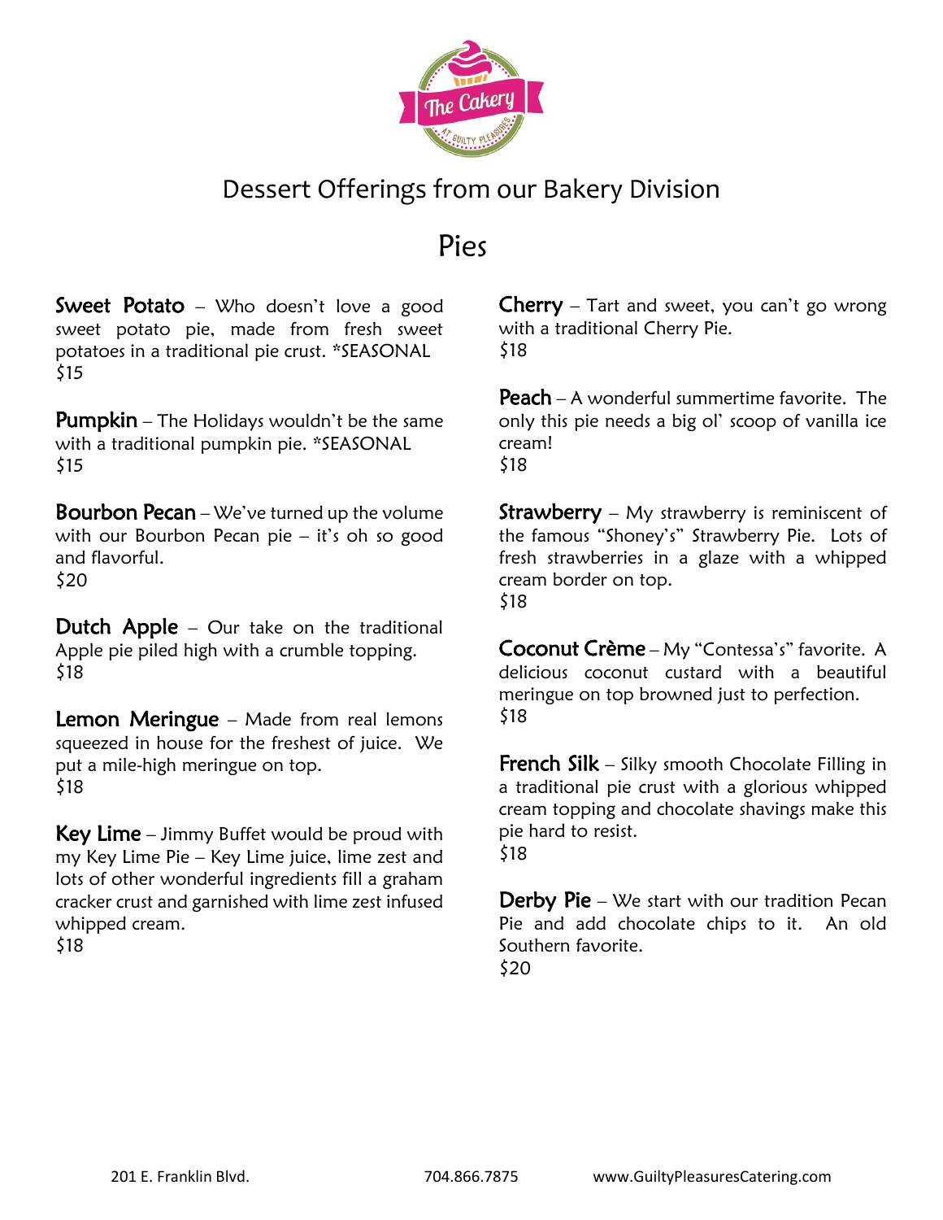# Dessert Offerings from our Bakery Division

## Pies

**Sweet Potato** – Who doesn't love a good sweet potato pie, made from fresh sweet potatoes in a traditional pie crust. *SEASONAL
$15

**Pumpkin** – The Holidays wouldn't be the same with a traditional pumpkin pie. *SEASONAL
$15

**Bourbon Pecan** – We've turned up the volume with our Bourbon Pecan pie – it's oh so good and flavorful.
$20

**Dutch Apple** – Our take on the traditional Apple pie piled high with a crumble topping.
$18

**Lemon Meringue** – Made from real lemons squeezed in house for the freshest of juice. We put a mile-high meringue on top.
$18

**Key Lime** – Jimmy Buffet would be proud with my Key Lime Pie – Key Lime juice, lime zest and lots of other wonderful ingredients fill a graham cracker crust and garnished with lime zest infused whipped cream.
$18

**Cherry** – Tart and sweet, you can't go wrong with a traditional Cherry Pie.
$18

**Peach** – A wonderful summertime favorite. The only this pie needs a big ol' scoop of vanilla ice cream!
$18

**Strawberry** – My strawberry is reminiscent of the famous "Shoney's" Strawberry Pie. Lots of fresh strawberries in a glaze with a whipped cream border on top.
$18

**Coconut Crème** – My "Contessa's" favorite. A delicious coconut custard with a beautiful meringue on top browned just to perfection.
$18

**French Silk** – Silky smooth Chocolate Filling in a traditional pie crust with a glorious whipped cream topping and chocolate shavings make this pie hard to resist.
$18

**Derby Pie** – We start with our tradition Pecan Pie and add chocolate chips to it. An old Southern favorite.
$20

201 E. Franklin Blvd. 704.866.7875 www.GuiltyPleasuresCatering.com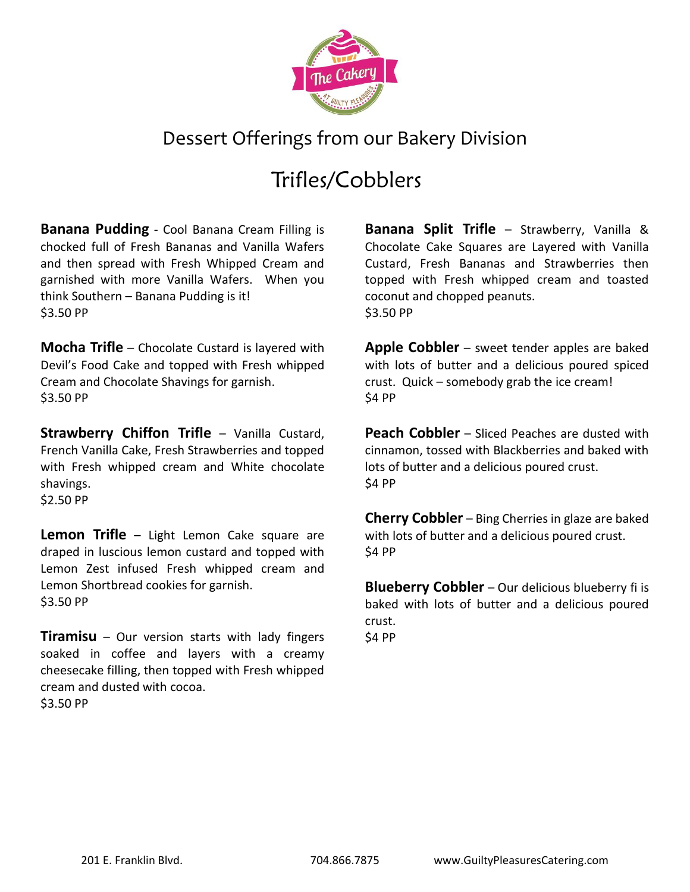## Dessert Offerings from our Bakery Division

# Trifles/Cobblers

**Banana Pudding** - Cool Banana Cream Filling is chocked full of Fresh Bananas and Vanilla Wafers and then spread with Fresh Whipped Cream and garnished with more Vanilla Wafers. When you think Southern – Banana Pudding is it!
$3.50 PP

**Mocha Trifle** – Chocolate Custard is layered with Devil's Food Cake and topped with Fresh whipped Cream and Chocolate Shavings for garnish.
$3.50 PP

**Strawberry Chiffon Trifle** – Vanilla Custard, French Vanilla Cake, Fresh Strawberries and topped with Fresh whipped cream and White chocolate shavings.
$2.50 PP

**Lemon Trifle** – Light Lemon Cake square are draped in luscious lemon custard and topped with Lemon Zest infused Fresh whipped cream and Lemon Shortbread cookies for garnish.
$3.50 PP

**Tiramisu** – Our version starts with lady fingers soaked in coffee and layers with a creamy cheesecake filling, then topped with Fresh whipped cream and dusted with cocoa.
$3.50 PP

**Banana Split Trifle** – Strawberry, Vanilla & Chocolate Cake Squares are Layered with Vanilla Custard, Fresh Bananas and Strawberries then topped with Fresh whipped cream and toasted coconut and chopped peanuts.
$3.50 PP

**Apple Cobbler** – sweet tender apples are baked with lots of butter and a delicious poured spiced crust. Quick – somebody grab the ice cream!
$4 PP

**Peach Cobbler** – Sliced Peaches are dusted with cinnamon, tossed with Blackberries and baked with lots of butter and a delicious poured crust.
$4 PP

**Cherry Cobbler** – Bing Cherries in glaze are baked with lots of butter and a delicious poured crust.
$4 PP

**Blueberry Cobbler** – Our delicious blueberry fi is baked with lots of butter and a delicious poured crust.
$4 PP

201 E. Franklin Blvd. 704.866.7875 www.GuiltyPleasuresCatering.com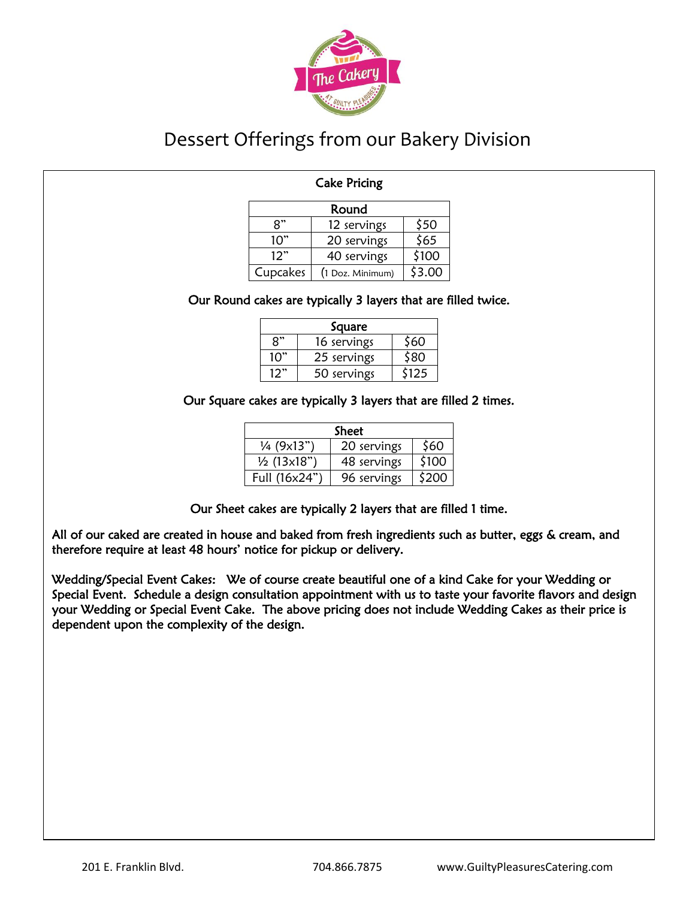# Dessert Offerings from our Bakery Division

## Cake Pricing

| Round | | |
|---|---|---|
| 8" | 12 servings | $50 |
| 10" | 20 servings | $65 |
| 12" | 40 servings | $100 |
| Cupcakes | (1 Doz. Minimum) | $3.00 |

Our Round cakes are typically 3 layers that are filled twice.

| Square | | |
|---|---|---|
| 8" | 16 servings | $60 |
| 10" | 25 servings | $80 |
| 12" | 50 servings | $125 |

Our Square cakes are typically 3 layers that are filled 2 times.

| Sheet | | |
|---|---|---|
| ¼ (9x13") | 20 servings | $60 |
| ½ (13x18") | 48 servings | $100 |
| Full (16x24") | 96 servings | $200 |

Our Sheet cakes are typically 2 layers that are filled 1 time.

All of our caked are created in house and baked from fresh ingredients such as butter, eggs & cream, and therefore require at least 48 hours' notice for pickup or delivery.

Wedding/Special Event Cakes: We of course create beautiful one of a kind Cake for your Wedding or Special Event. Schedule a design consultation appointment with us to taste your favorite flavors and design your Wedding or Special Event Cake. The above pricing does not include Wedding Cakes as their price is dependent upon the complexity of the design.